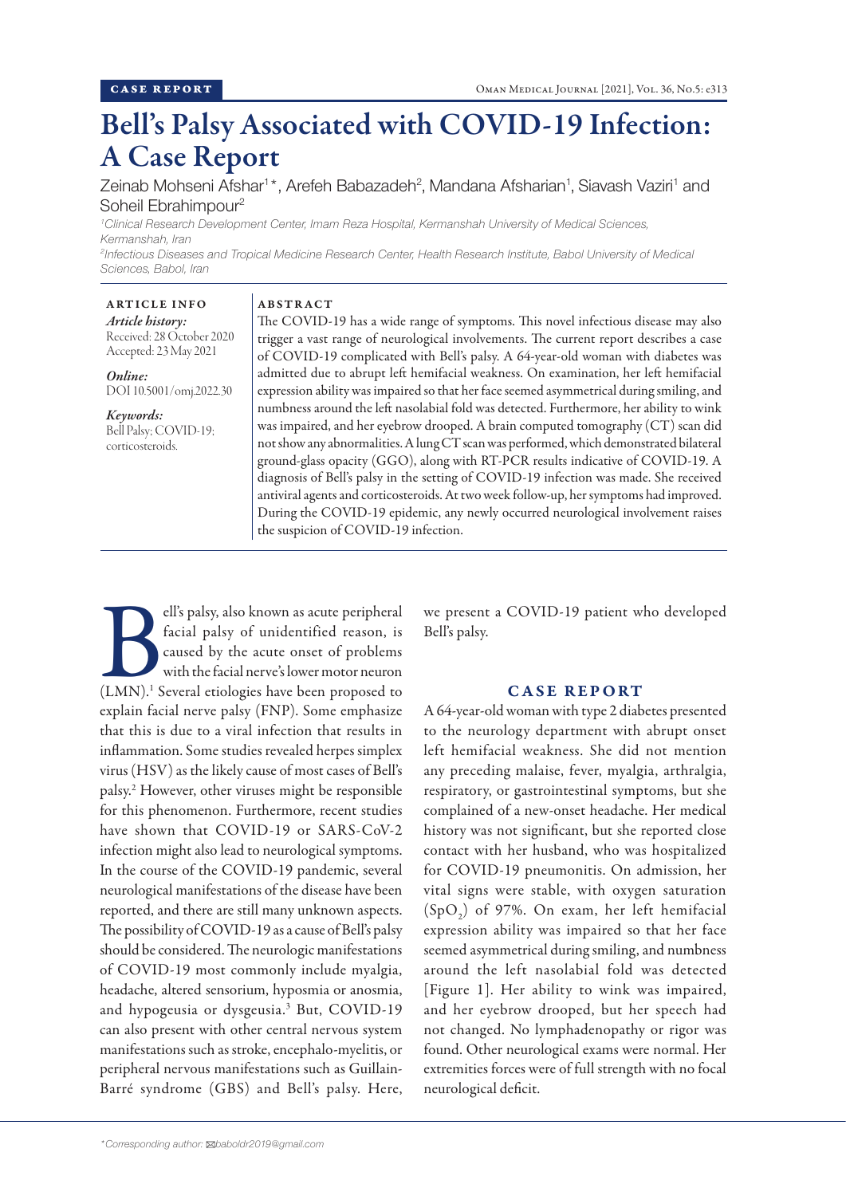CASE REPORT

# Bell's Palsy Associated with COVID-19 Infection: A Case Report

Zeinab Mohseni Afshar[1]*, Arefeh Babazadeh[2], Mandana Afsharian[1], Siavash Vaziri[1] and Soheil Ebrahimpour[2]

[1]*Clinical Research Development Center, Imam Reza Hospital, Kermanshah University of Medical Sciences, Kermanshah, Iran*

[2]*Infectious Diseases and Tropical Medicine Research Center, Health Research Institute, Babol University of Medical Sciences, Babol, Iran*

**ARTICLE INFO**

*Article history:*
Received: 28 October 2020
Accepted: 23 May 2021

*Online:*
DOI 10.5001/omj.2022.30

*Keywords:*
Bell Palsy; COVID-19; corticosteroids.

**ABSTRACT**

The COVID-19 has a wide range of symptoms. This novel infectious disease may also trigger a vast range of neurological involvements. The current report describes a case of COVID-19 complicated with Bell's palsy. A 64-year-old woman with diabetes was admitted due to abrupt left hemifacial weakness. On examination, her left hemifacial expression ability was impaired so that her face seemed asymmetrical during smiling, and numbness around the left nasolabial fold was detected. Furthermore, her ability to wink was impaired, and her eyebrow drooped. A brain computed tomography (CT) scan did not show any abnormalities. A lung CT scan was performed, which demonstrated bilateral ground-glass opacity (GGO), along with RT-PCR results indicative of COVID-19. A diagnosis of Bell's palsy in the setting of COVID-19 infection was made. She received antiviral agents and corticosteroids. At two week follow-up, her symptoms had improved. During the COVID-19 epidemic, any newly occurred neurological involvement raises the suspicion of COVID-19 infection.

Bell's palsy, also known as acute peripheral facial palsy of unidentified reason, is caused by the acute onset of problems with the facial nerve's lower motor neuron (LMN).[1] Several etiologies have been proposed to explain facial nerve palsy (FNP). Some emphasize that this is due to a viral infection that results in inflammation. Some studies revealed herpes simplex virus (HSV) as the likely cause of most cases of Bell's palsy.[2] However, other viruses might be responsible for this phenomenon. Furthermore, recent studies have shown that COVID-19 or SARS-CoV-2 infection might also lead to neurological symptoms. In the course of the COVID-19 pandemic, several neurological manifestations of the disease have been reported, and there are still many unknown aspects. The possibility of COVID-19 as a cause of Bell's palsy should be considered. The neurologic manifestations of COVID-19 most commonly include myalgia, headache, altered sensorium, hyposmia or anosmia, and hypogeusia or dysgeusia.[3] But, COVID-19 can also present with other central nervous system manifestations such as stroke, encephalo-myelitis, or peripheral nervous manifestations such as Guillain-Barré syndrome (GBS) and Bell's palsy. Here, we present a COVID-19 patient who developed Bell's palsy.

## CASE REPORT

A 64-year-old woman with type 2 diabetes presented to the neurology department with abrupt onset left hemifacial weakness. She did not mention any preceding malaise, fever, myalgia, arthralgia, respiratory, or gastrointestinal symptoms, but she complained of a new-onset headache. Her medical history was not significant, but she reported close contact with her husband, who was hospitalized for COVID-19 pneumonitis. On admission, her vital signs were stable, with oxygen saturation ($SpO_2$) of 97%. On exam, her left hemifacial expression ability was impaired so that her face seemed asymmetrical during smiling, and numbness around the left nasolabial fold was detected [Figure 1]. Her ability to wink was impaired, and her eyebrow drooped, but her speech had not changed. No lymphadenopathy or rigor was found. Other neurological exams were normal. Her extremities forces were of full strength with no focal neurological deficit.

*Corresponding author: baboldr2019@gmail.com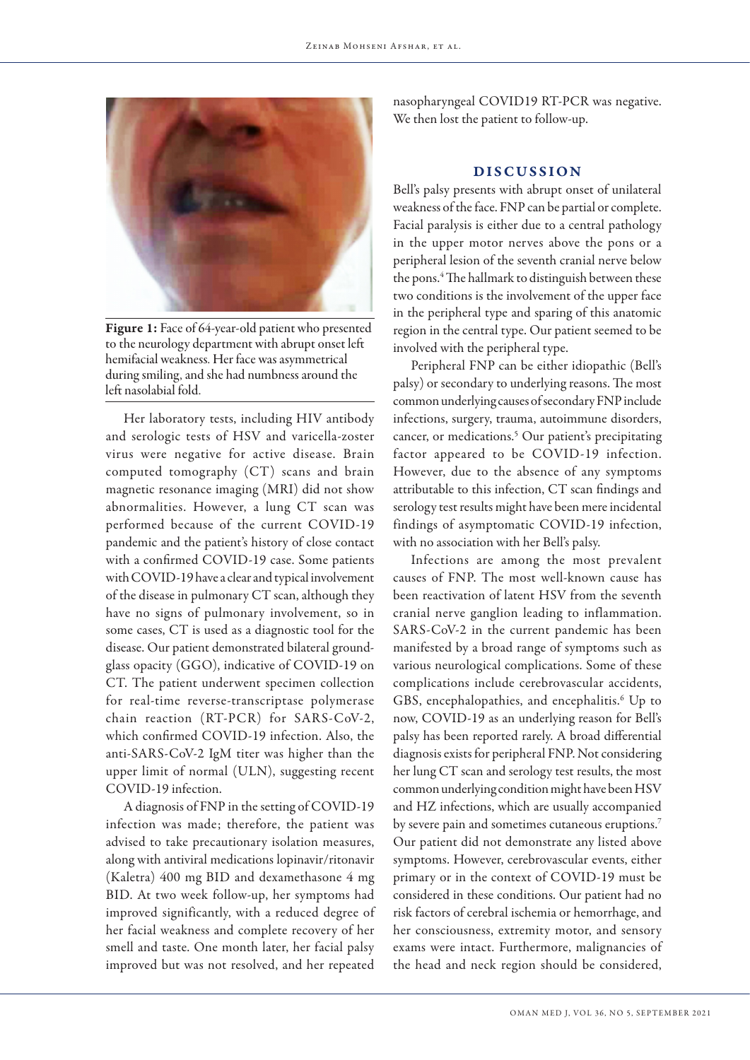**Figure 1:** Face of 64-year-old patient who presented to the neurology department with abrupt onset left hemifacial weakness. Her face was asymmetrical during smiling, and she had numbness around the left nasolabial fold.

Her laboratory tests, including HIV antibody and serologic tests of HSV and varicella-zoster virus were negative for active disease. Brain computed tomography (CT) scans and brain magnetic resonance imaging (MRI) did not show abnormalities. However, a lung CT scan was performed because of the current COVID-19 pandemic and the patient's history of close contact with a confirmed COVID-19 case. Some patients with COVID-19 have a clear and typical involvement of the disease in pulmonary CT scan, although they have no signs of pulmonary involvement, so in some cases, CT is used as a diagnostic tool for the disease. Our patient demonstrated bilateral ground-glass opacity (GGO), indicative of COVID-19 on CT. The patient underwent specimen collection for real-time reverse-transcriptase polymerase chain reaction (RT-PCR) for SARS-CoV-2, which confirmed COVID-19 infection. Also, the anti-SARS-CoV-2 IgM titer was higher than the upper limit of normal (ULN), suggesting recent COVID-19 infection.

A diagnosis of FNP in the setting of COVID-19 infection was made; therefore, the patient was advised to take precautionary isolation measures, along with antiviral medications lopinavir/ritonavir (Kaletra) 400 mg BID and dexamethasone 4 mg BID. At two week follow-up, her symptoms had improved significantly, with a reduced degree of her facial weakness and complete recovery of her smell and taste. One month later, her facial palsy improved but was not resolved, and her repeated nasopharyngeal COVID19 RT-PCR was negative. We then lost the patient to follow-up.

## DISCUSSION

Bell's palsy presents with abrupt onset of unilateral weakness of the face. FNP can be partial or complete. Facial paralysis is either due to a central pathology in the upper motor nerves above the pons or a peripheral lesion of the seventh cranial nerve below the pons.[4] The hallmark to distinguish between these two conditions is the involvement of the upper face in the peripheral type and sparing of this anatomic region in the central type. Our patient seemed to be involved with the peripheral type.

Peripheral FNP can be either idiopathic (Bell's palsy) or secondary to underlying reasons. The most common underlying causes of secondary FNP include infections, surgery, trauma, autoimmune disorders, cancer, or medications.[5] Our patient's precipitating factor appeared to be COVID-19 infection. However, due to the absence of any symptoms attributable to this infection, CT scan findings and serology test results might have been mere incidental findings of asymptomatic COVID-19 infection, with no association with her Bell's palsy.

Infections are among the most prevalent causes of FNP. The most well-known cause has been reactivation of latent HSV from the seventh cranial nerve ganglion leading to inflammation. SARS-CoV-2 in the current pandemic has been manifested by a broad range of symptoms such as various neurological complications. Some of these complications include cerebrovascular accidents, GBS, encephalopathies, and encephalitis.[6] Up to now, COVID-19 as an underlying reason for Bell's palsy has been reported rarely. A broad differential diagnosis exists for peripheral FNP. Not considering her lung CT scan and serology test results, the most common underlying condition might have been HSV and HZ infections, which are usually accompanied by severe pain and sometimes cutaneous eruptions.[7] Our patient did not demonstrate any listed above symptoms. However, cerebrovascular events, either primary or in the context of COVID-19 must be considered in these conditions. Our patient had no risk factors of cerebral ischemia or hemorrhage, and her consciousness, extremity motor, and sensory exams were intact. Furthermore, malignancies of the head and neck region should be considered,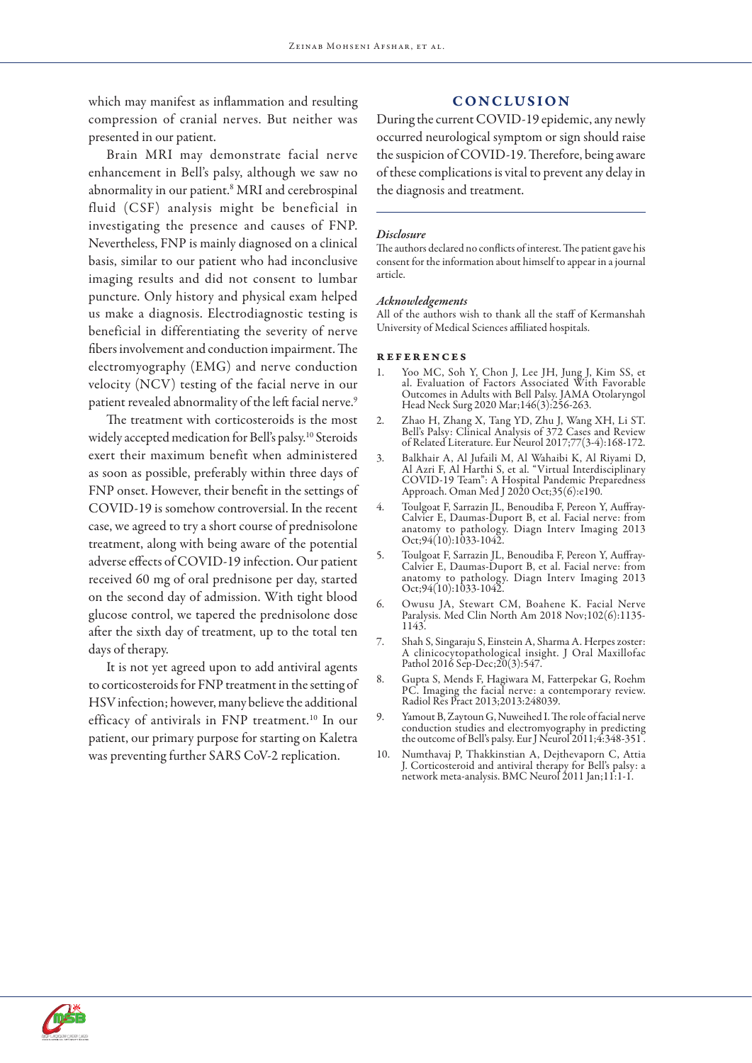which may manifest as inflammation and resulting compression of cranial nerves. But neither was presented in our patient.

Brain MRI may demonstrate facial nerve enhancement in Bell's palsy, although we saw no abnormality in our patient.[8] MRI and cerebrospinal fluid (CSF) analysis might be beneficial in investigating the presence and causes of FNP. Nevertheless, FNP is mainly diagnosed on a clinical basis, similar to our patient who had inconclusive imaging results and did not consent to lumbar puncture. Only history and physical exam helped us make a diagnosis. Electrodiagnostic testing is beneficial in differentiating the severity of nerve fibers involvement and conduction impairment. The electromyography (EMG) and nerve conduction velocity (NCV) testing of the facial nerve in our patient revealed abnormality of the left facial nerve.[9]

The treatment with corticosteroids is the most widely accepted medication for Bell's palsy.[10] Steroids exert their maximum benefit when administered as soon as possible, preferably within three days of FNP onset. However, their benefit in the settings of COVID-19 is somehow controversial. In the recent case, we agreed to try a short course of prednisolone treatment, along with being aware of the potential adverse effects of COVID-19 infection. Our patient received 60 mg of oral prednisone per day, started on the second day of admission. With tight blood glucose control, we tapered the prednisolone dose after the sixth day of treatment, up to the total ten days of therapy.

It is not yet agreed upon to add antiviral agents to corticosteroids for FNP treatment in the setting of HSV infection; however, many believe the additional efficacy of antivirals in FNP treatment.[10] In our patient, our primary purpose for starting on Kaletra was preventing further SARS CoV-2 replication.

## CONCLUSION

During the current COVID-19 epidemic, any newly occurred neurological symptom or sign should raise the suspicion of COVID-19. Therefore, being aware of these complications is vital to prevent any delay in the diagnosis and treatment.

### *Disclosure*

The authors declared no conflicts of interest. The patient gave his consent for the information about himself to appear in a journal article.

### *Acknowledgements*

All of the authors wish to thank all the staff of Kermanshah University of Medical Sciences affiliated hospitals.

## REFERENCES

1. Yoo MC, Soh Y, Chon J, Lee JH, Jung J, Kim SS, et al. Evaluation of Factors Associated With Favorable Outcomes in Adults with Bell Palsy. JAMA Otolaryngol Head Neck Surg 2020 Mar;146(3):256-263.
2. Zhao H, Zhang X, Tang YD, Zhu J, Wang XH, Li ST. Bell's Palsy: Clinical Analysis of 372 Cases and Review of Related Literature. Eur Neurol 2017;77(3-4):168-172.
3. Balkhair A, Al Jufaili M, Al Wahaibi K, Al Riyami D, Al Azri F, Al Harthi S, et al. "Virtual Interdisciplinary COVID-19 Team": A Hospital Pandemic Preparedness Approach. Oman Med J 2020 Oct;35(6):e190.
4. Toulgoat F, Sarrazin JL, Benoudiba F, Pereon Y, Auffray-Calvier E, Daumas-Duport B, et al. Facial nerve: from anatomy to pathology. Diagn Interv Imaging 2013 Oct;94(10):1033-1042.
5. Toulgoat F, Sarrazin JL, Benoudiba F, Pereon Y, Auffray-Calvier E, Daumas-Duport B, et al. Facial nerve: from anatomy to pathology. Diagn Interv Imaging 2013 Oct;94(10):1033-1042.
6. Owusu JA, Stewart CM, Boahene K. Facial Nerve Paralysis. Med Clin North Am 2018 Nov;102(6):1135-1143.
7. Shah S, Singaraju S, Einstein A, Sharma A. Herpes zoster: A clinicocytopathological insight. J Oral Maxillofac Pathol 2016 Sep-Dec;20(3):547.
8. Gupta S, Mends F, Hagiwara M, Fatterpekar G, Roehm PC. Imaging the facial nerve: a contemporary review. Radiol Res Pract 2013;2013:248039.
9. Yamout B, Zaytoun G, Nuweihed I. The role of facial nerve conduction studies and electromyography in predicting the outcome of Bell's palsy. Eur J Neurol 2011;4:348-351.
10. Numthavaj P, Thakkinstian A, Dejthevaporn C, Attia J. Corticosteroid and antiviral therapy for Bell's palsy: a network meta-analysis. BMC Neurol 2011 Jan;11:1-1.